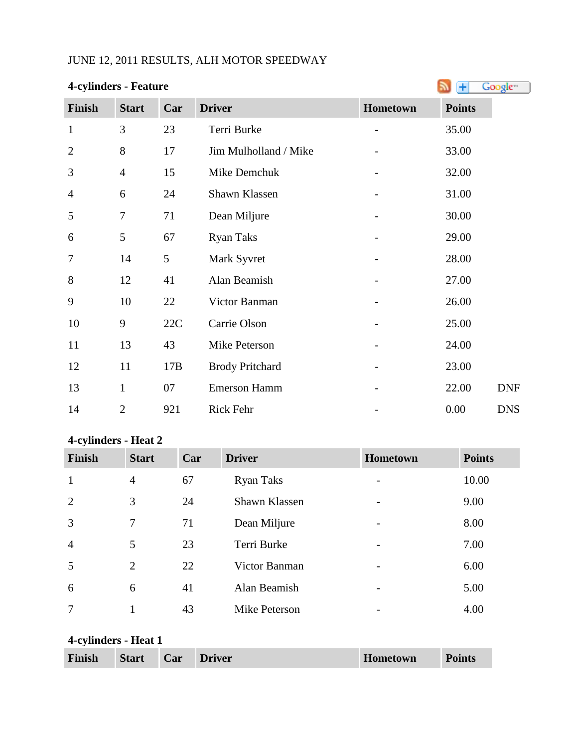JUNE 12, 2011 RESULTS, ALH MOTOR SPEEDWAY

**4-cylinders - Feature**

| Finish | Start | Car | Driver | Hometown | Points | |
|---|---|---|---|---|---|---|
| 1 | 3 | 23 | Terri Burke | - | 35.00 | |
| 2 | 8 | 17 | Jim Mulholland / Mike | - | 33.00 | |
| 3 | 4 | 15 | Mike Demchuk | - | 32.00 | |
| 4 | 6 | 24 | Shawn Klassen | - | 31.00 | |
| 5 | 7 | 71 | Dean Miljure | - | 30.00 | |
| 6 | 5 | 67 | Ryan Taks | - | 29.00 | |
| 7 | 14 | 5 | Mark Syvret | - | 28.00 | |
| 8 | 12 | 41 | Alan Beamish | - | 27.00 | |
| 9 | 10 | 22 | Victor Banman | - | 26.00 | |
| 10 | 9 | 22C | Carrie Olson | - | 25.00 | |
| 11 | 13 | 43 | Mike Peterson | - | 24.00 | |
| 12 | 11 | 17B | Brody Pritchard | - | 23.00 | |
| 13 | 1 | 07 | Emerson Hamm | - | 22.00 | DNF |
| 14 | 2 | 921 | Rick Fehr | - | 0.00 | DNS |

**4-cylinders - Heat 2**

| Finish | Start | Car | Driver | Hometown | Points |
|---|---|---|---|---|---|
| 1 | 4 | 67 | Ryan Taks | - | 10.00 |
| 2 | 3 | 24 | Shawn Klassen | - | 9.00 |
| 3 | 7 | 71 | Dean Miljure | - | 8.00 |
| 4 | 5 | 23 | Terri Burke | - | 7.00 |
| 5 | 2 | 22 | Victor Banman | - | 6.00 |
| 6 | 6 | 41 | Alan Beamish | - | 5.00 |
| 7 | 1 | 43 | Mike Peterson | - | 4.00 |

**4-cylinders - Heat 1**

| Finish | Start | Car | Driver | Hometown | Points |
|---|---|---|---|---|---|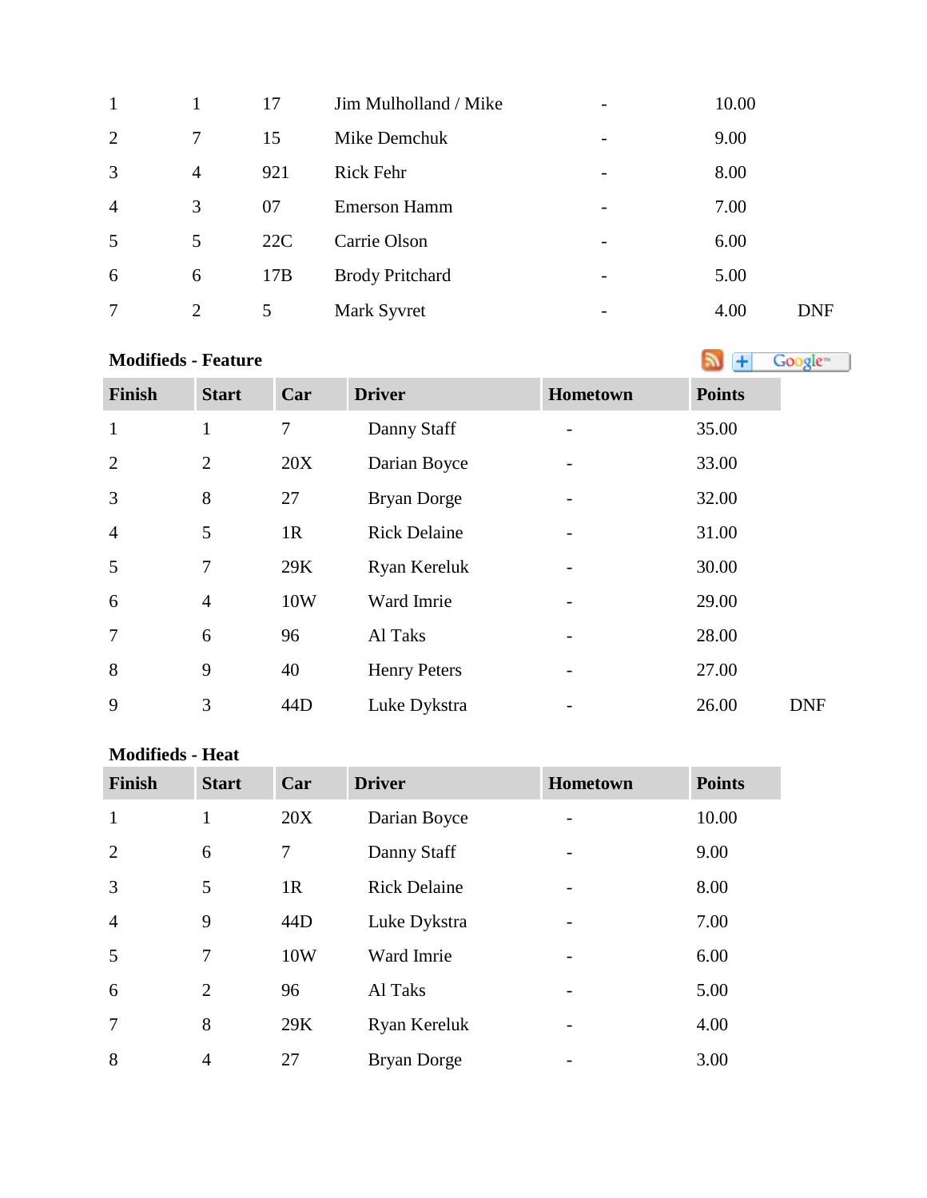| | | | | | | |
|---|---|---|---|---|---|---|
| 1 | 1 | 17 | Jim Mulholland / Mike | - | 10.00 | |
| 2 | 7 | 15 | Mike Demchuk | - | 9.00 | |
| 3 | 4 | 921 | Rick Fehr | - | 8.00 | |
| 4 | 3 | 07 | Emerson Hamm | - | 7.00 | |
| 5 | 5 | 22C | Carrie Olson | - | 6.00 | |
| 6 | 6 | 17B | Brody Pritchard | - | 5.00 | |
| 7 | 2 | 5 | Mark Syvret | - | 4.00 | DNF |

**Modifieds - Feature**

| Finish | Start | Car | Driver | Hometown | Points | |
|---|---|---|---|---|---|---|
| 1 | 1 | 7 | Danny Staff | - | 35.00 | |
| 2 | 2 | 20X | Darian Boyce | - | 33.00 | |
| 3 | 8 | 27 | Bryan Dorge | - | 32.00 | |
| 4 | 5 | 1R | Rick Delaine | - | 31.00 | |
| 5 | 7 | 29K | Ryan Kereluk | - | 30.00 | |
| 6 | 4 | 10W | Ward Imrie | - | 29.00 | |
| 7 | 6 | 96 | Al Taks | - | 28.00 | |
| 8 | 9 | 40 | Henry Peters | - | 27.00 | |
| 9 | 3 | 44D | Luke Dykstra | - | 26.00 | DNF |

**Modifieds - Heat**

| Finish | Start | Car | Driver | Hometown | Points |
|---|---|---|---|---|---|
| 1 | 1 | 20X | Darian Boyce | - | 10.00 |
| 2 | 6 | 7 | Danny Staff | - | 9.00 |
| 3 | 5 | 1R | Rick Delaine | - | 8.00 |
| 4 | 9 | 44D | Luke Dykstra | - | 7.00 |
| 5 | 7 | 10W | Ward Imrie | - | 6.00 |
| 6 | 2 | 96 | Al Taks | - | 5.00 |
| 7 | 8 | 29K | Ryan Kereluk | - | 4.00 |
| 8 | 4 | 27 | Bryan Dorge | - | 3.00 |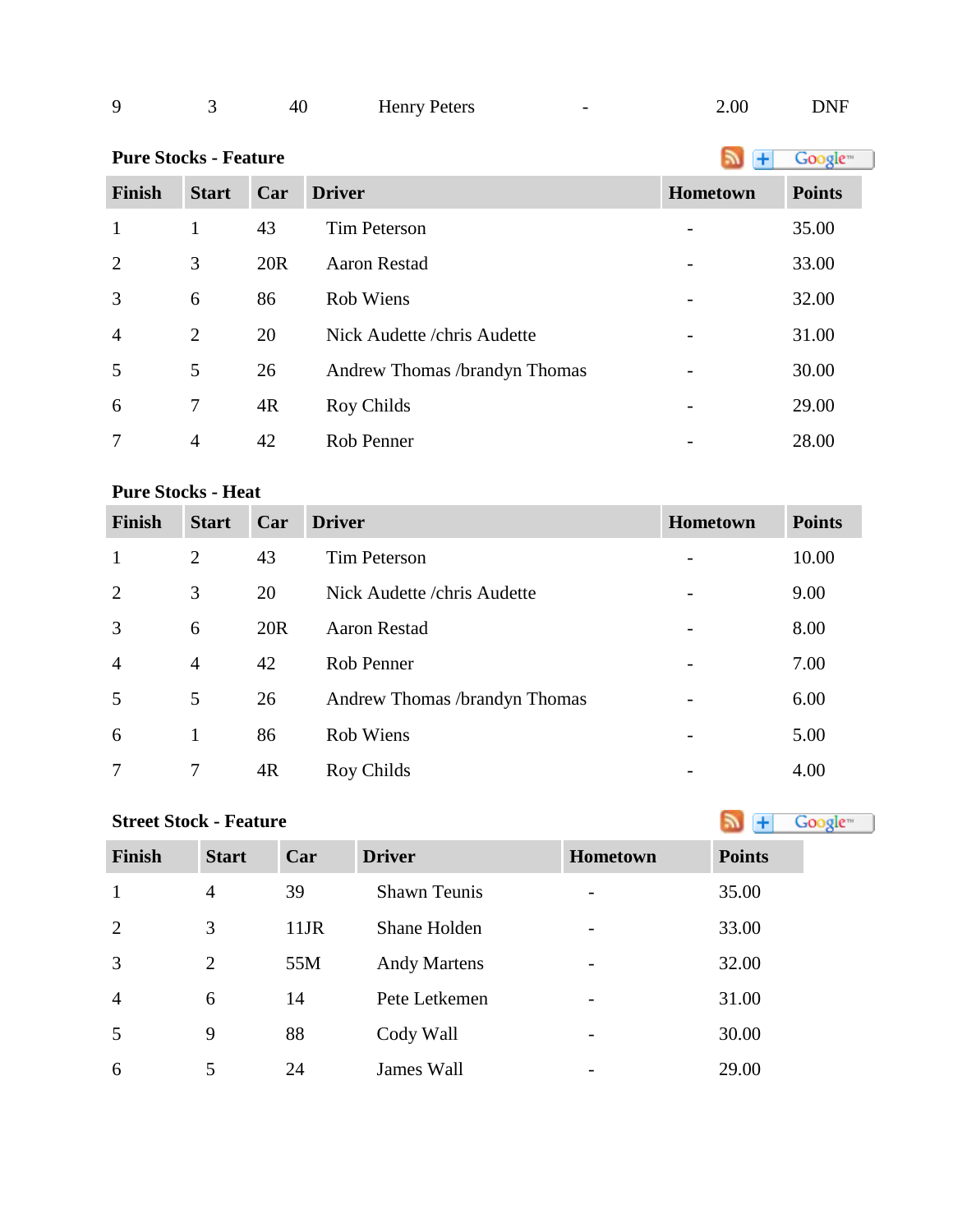| 9 | 3 | 40 | Henry Peters | - | 2.00 | DNF |
|---|---|---|---|---|---|---|

**Pure Stocks - Feature**

| Finish | Start | Car | Driver | Hometown | Points |
|---|---|---|---|---|---|
| 1 | 1 | 43 | Tim Peterson | - | 35.00 |
| 2 | 3 | 20R | Aaron Restad | - | 33.00 |
| 3 | 6 | 86 | Rob Wiens | - | 32.00 |
| 4 | 2 | 20 | Nick Audette /chris Audette | - | 31.00 |
| 5 | 5 | 26 | Andrew Thomas /brandyn Thomas | - | 30.00 |
| 6 | 7 | 4R | Roy Childs | - | 29.00 |
| 7 | 4 | 42 | Rob Penner | - | 28.00 |

**Pure Stocks - Heat**

| Finish | Start | Car | Driver | Hometown | Points |
|---|---|---|---|---|---|
| 1 | 2 | 43 | Tim Peterson | - | 10.00 |
| 2 | 3 | 20 | Nick Audette /chris Audette | - | 9.00 |
| 3 | 6 | 20R | Aaron Restad | - | 8.00 |
| 4 | 4 | 42 | Rob Penner | - | 7.00 |
| 5 | 5 | 26 | Andrew Thomas /brandyn Thomas | - | 6.00 |
| 6 | 1 | 86 | Rob Wiens | - | 5.00 |
| 7 | 7 | 4R | Roy Childs | - | 4.00 |

**Street Stock - Feature**

| Finish | Start | Car | Driver | Hometown | Points |
|---|---|---|---|---|---|
| 1 | 4 | 39 | Shawn Teunis | - | 35.00 |
| 2 | 3 | 11JR | Shane Holden | - | 33.00 |
| 3 | 2 | 55M | Andy Martens | - | 32.00 |
| 4 | 6 | 14 | Pete Letkemen | - | 31.00 |
| 5 | 9 | 88 | Cody Wall | - | 30.00 |
| 6 | 5 | 24 | James Wall | - | 29.00 |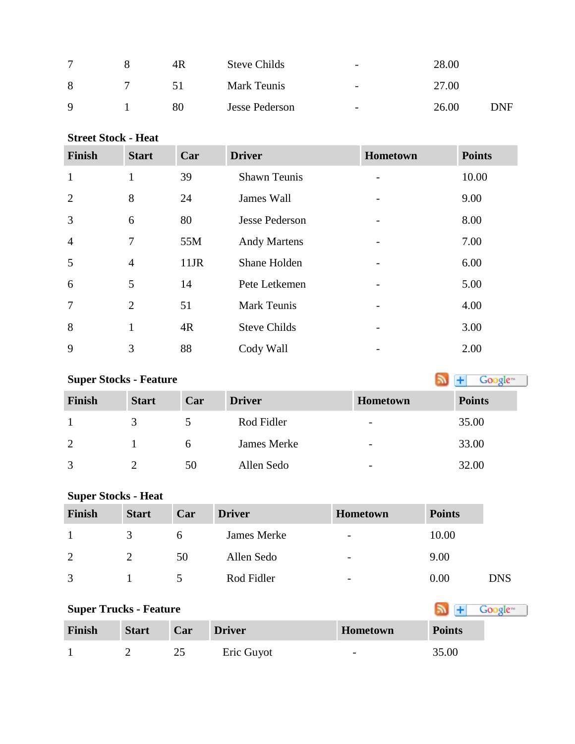| | | | | | | |
|---|---|---|---|---|---|---|
| 7 | 8 | 4R | Steve Childs | - | 28.00 | |
| 8 | 7 | 51 | Mark Teunis | - | 27.00 | |
| 9 | 1 | 80 | Jesse Pederson | - | 26.00 | DNF |

**Street Stock - Heat**

| Finish | Start | Car | Driver | Hometown | Points |
|---|---|---|---|---|---|
| 1 | 1 | 39 | Shawn Teunis | - | 10.00 |
| 2 | 8 | 24 | James Wall | - | 9.00 |
| 3 | 6 | 80 | Jesse Pederson | - | 8.00 |
| 4 | 7 | 55M | Andy Martens | - | 7.00 |
| 5 | 4 | 11JR | Shane Holden | - | 6.00 |
| 6 | 5 | 14 | Pete Letkemen | - | 5.00 |
| 7 | 2 | 51 | Mark Teunis | - | 4.00 |
| 8 | 1 | 4R | Steve Childs | - | 3.00 |
| 9 | 3 | 88 | Cody Wall | - | 2.00 |

**Super Stocks - Feature**

| Finish | Start | Car | Driver | Hometown | Points |
|---|---|---|---|---|---|
| 1 | 3 | 5 | Rod Fidler | - | 35.00 |
| 2 | 1 | 6 | James Merke | - | 33.00 |
| 3 | 2 | 50 | Allen Sedo | - | 32.00 |

**Super Stocks - Heat**

| Finish | Start | Car | Driver | Hometown | Points | |
|---|---|---|---|---|---|---|
| 1 | 3 | 6 | James Merke | - | 10.00 | |
| 2 | 2 | 50 | Allen Sedo | - | 9.00 | |
| 3 | 1 | 5 | Rod Fidler | - | 0.00 | DNS |

**Super Trucks - Feature**

| Finish | Start | Car | Driver | Hometown | Points |
|---|---|---|---|---|---|
| 1 | 2 | 25 | Eric Guyot | - | 35.00 |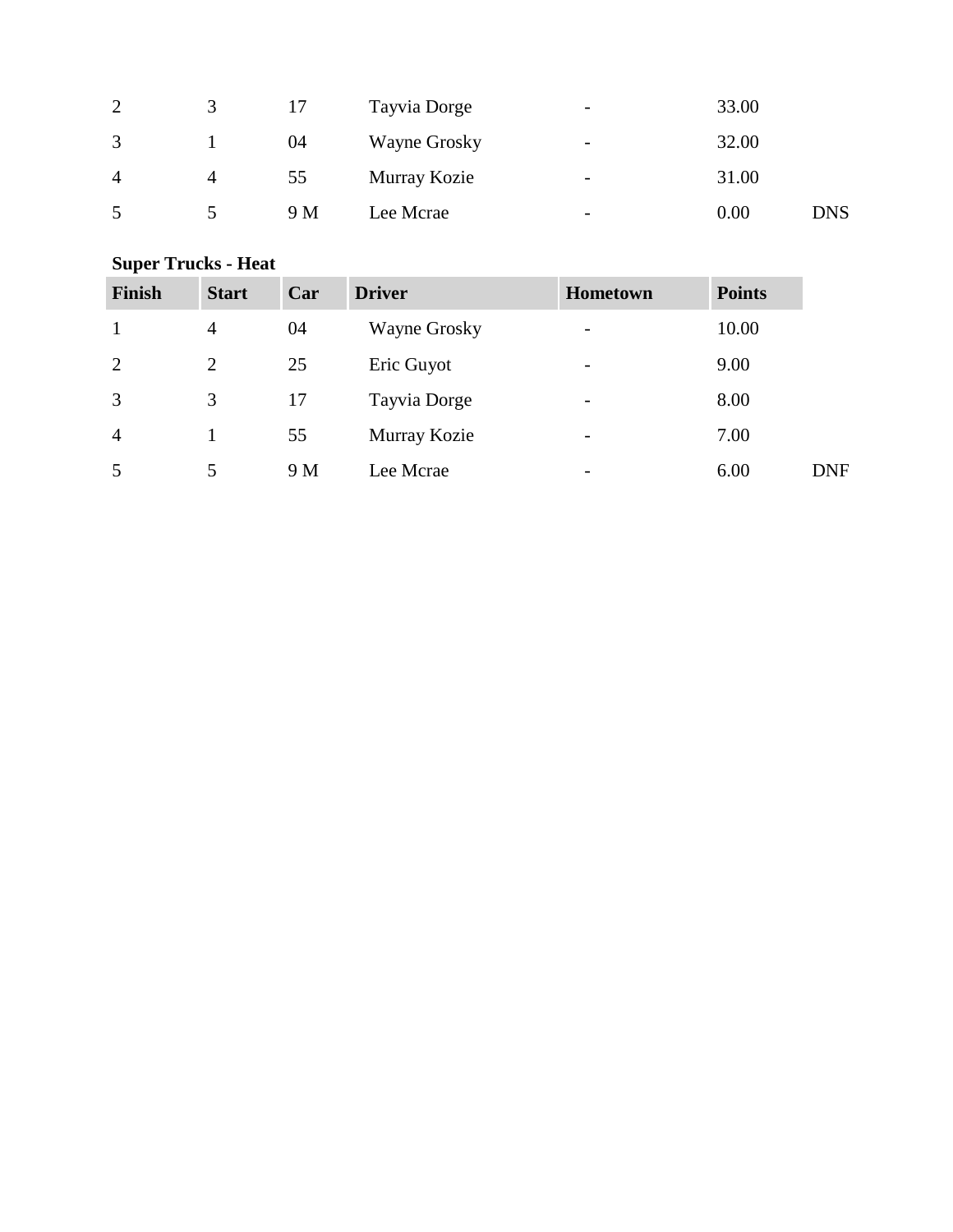| | | | | | | |
|---|---|---|---|---|---|---|
| 2 | 3 | 17 | Tayvia Dorge | - | 33.00 | |
| 3 | 1 | 04 | Wayne Grosky | - | 32.00 | |
| 4 | 4 | 55 | Murray Kozie | - | 31.00 | |
| 5 | 5 | 9 M | Lee Mcrae | - | 0.00 | DNS |

**Super Trucks - Heat**

| Finish | Start | Car | Driver | Hometown | Points | |
|---|---|---|---|---|---|---|
| 1 | 4 | 04 | Wayne Grosky | - | 10.00 | |
| 2 | 2 | 25 | Eric Guyot | - | 9.00 | |
| 3 | 3 | 17 | Tayvia Dorge | - | 8.00 | |
| 4 | 1 | 55 | Murray Kozie | - | 7.00 | |
| 5 | 5 | 9 M | Lee Mcrae | - | 6.00 | DNF |